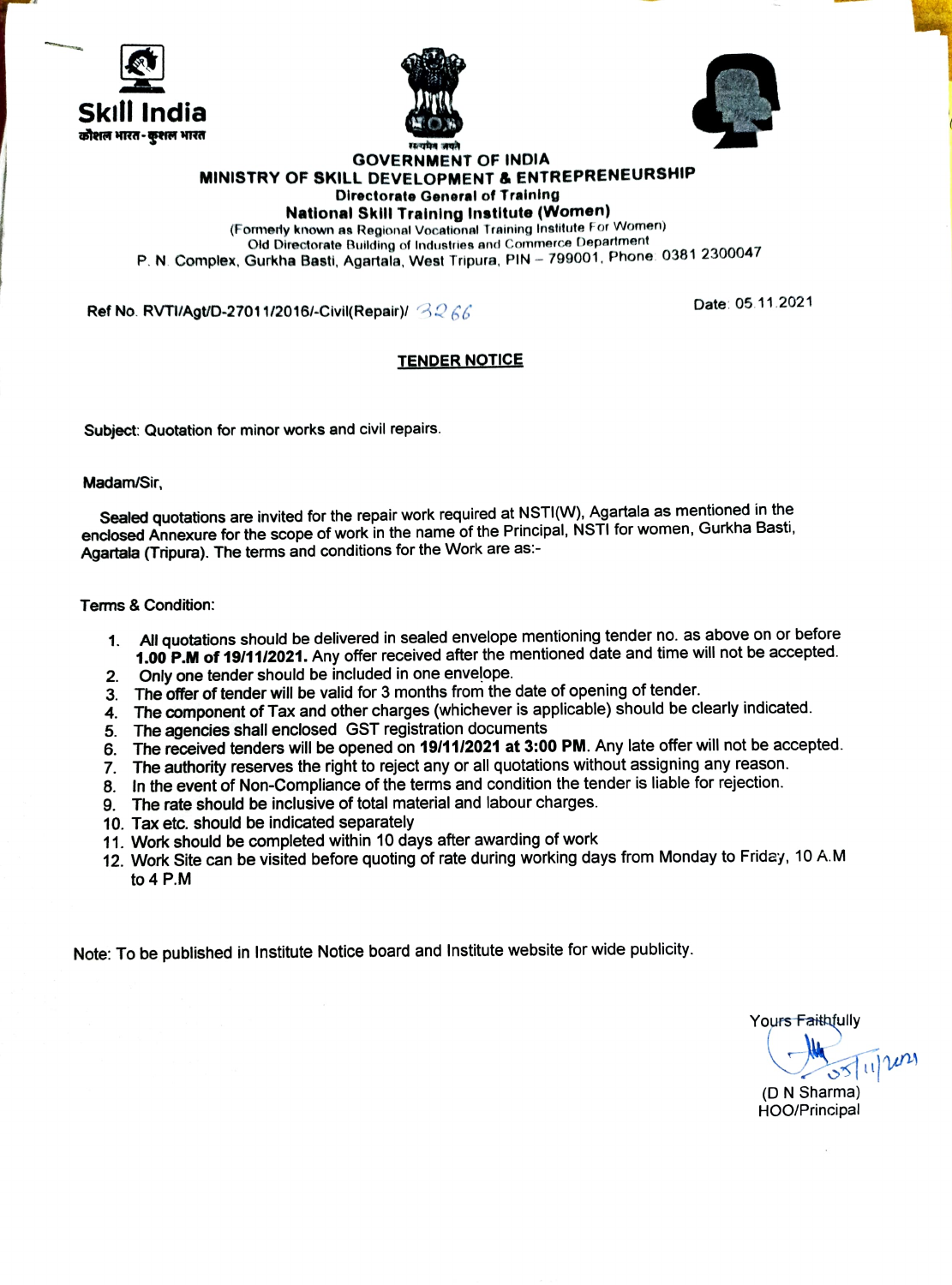Skill India
कौशल भारत - कुशल भारत

सत्यमेव जयते

**GOVERNMENT OF INDIA**
**MINISTRY OF SKILL DEVELOPMENT & ENTREPRENEURSHIP**
**Directorate General of Training**
**National Skill Training Institute (Women)**
(Formerly known as Regional Vocational Training Institute For Women)
Old Directorate Building of Industries and Commerce Department
P. N. Complex, Gurkha Basti, Agartala, West Tripura, PIN – 799001, Phone: 0381 2300047

Ref No. RVTI/Agt/D-27011/2016/-Civil(Repair)/ 3266

Date: 05.11.2021

## TENDER NOTICE

Subject: Quotation for minor works and civil repairs.

Madam/Sir,

Sealed quotations are invited for the repair work required at NSTI(W), Agartala as mentioned in the enclosed Annexure for the scope of work in the name of the Principal, NSTI for women, Gurkha Basti, Agartala (Tripura). The terms and conditions for the Work are as:-

Terms & Condition:

1. All quotations should be delivered in sealed envelope mentioning tender no. as above on or before **1.00 P.M of 19/11/2021.** Any offer received after the mentioned date and time will not be accepted.
2. Only one tender should be included in one envelope.
3. The offer of tender will be valid for 3 months from the date of opening of tender.
4. The component of Tax and other charges (whichever is applicable) should be clearly indicated.
5. The agencies shall enclosed GST registration documents
6. The received tenders will be opened on **19/11/2021 at 3:00 PM**. Any late offer will not be accepted.
7. The authority reserves the right to reject any or all quotations without assigning any reason.
8. In the event of Non-Compliance of the terms and condition the tender is liable for rejection.
9. The rate should be inclusive of total material and labour charges.
10. Tax etc. should be indicated separately
11. Work should be completed within 10 days after awarding of work
12. Work Site can be visited before quoting of rate during working days from Monday to Friday, 10 A.M to 4 P.M

Note: To be published in Institute Notice board and Institute website for wide publicity.

Yours Faithfully

05/11/2021

(D N Sharma)
HOO/Principal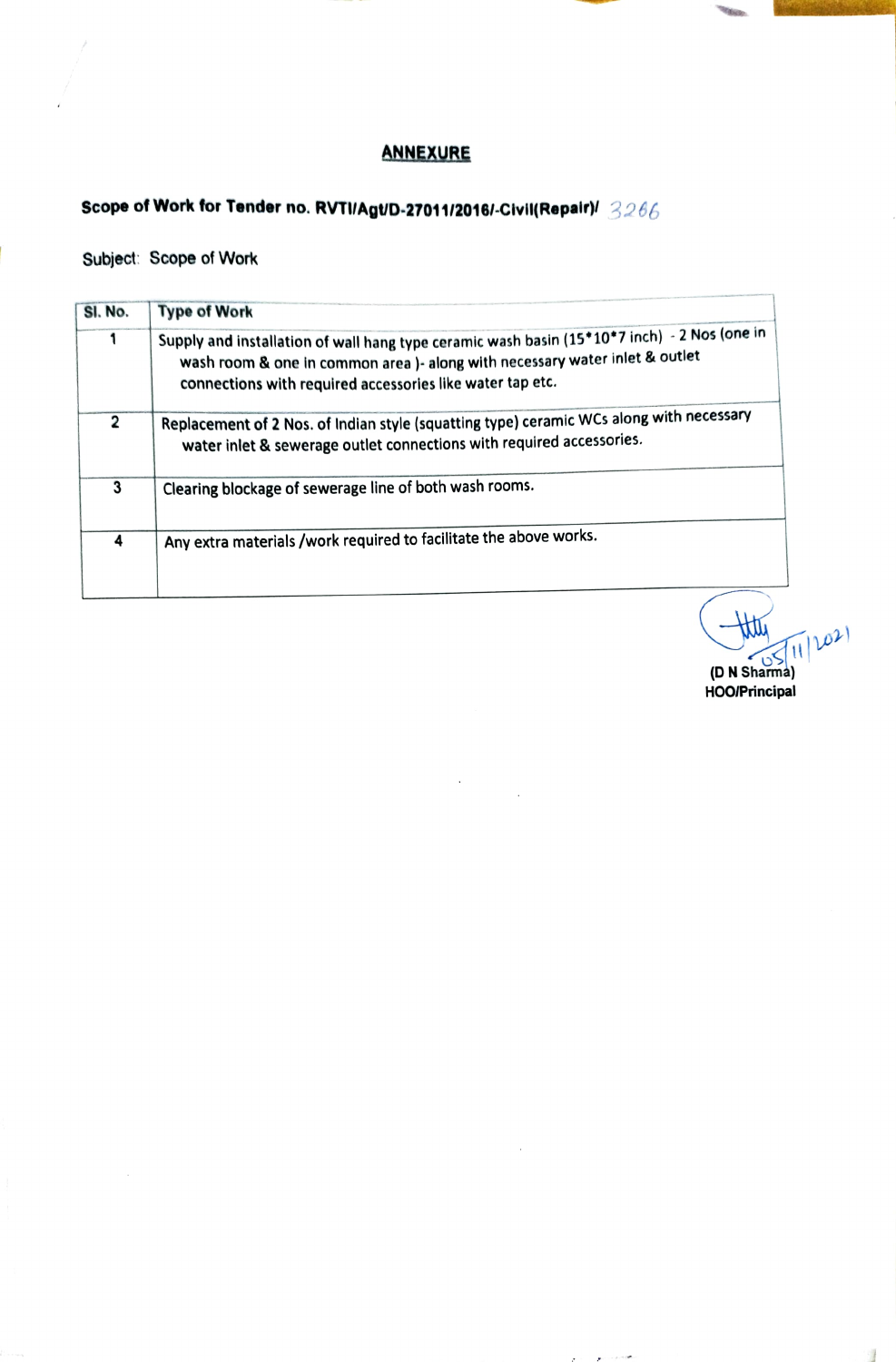## ANNEXURE

**Scope of Work for Tender no. RVTI/Agt/D-27011/2016/-Civil(Repair)/** 3266

Subject: Scope of Work

| Sl. No. | Type of Work |
|---|---|
| 1 | Supply and installation of wall hang type ceramic wash basin (15*10*7 inch) - 2 Nos (one in wash room & one in common area )- along with necessary water inlet & outlet connections with required accessories like water tap etc. |
| 2 | Replacement of 2 Nos. of Indian style (squatting type) ceramic WCs along with necessary water inlet & sewerage outlet connections with required accessories. |
| 3 | Clearing blockage of sewerage line of both wash rooms. |
| 4 | Any extra materials /work required to facilitate the above works. |

05/11/2021

(D N Sharma)
HOO/Principal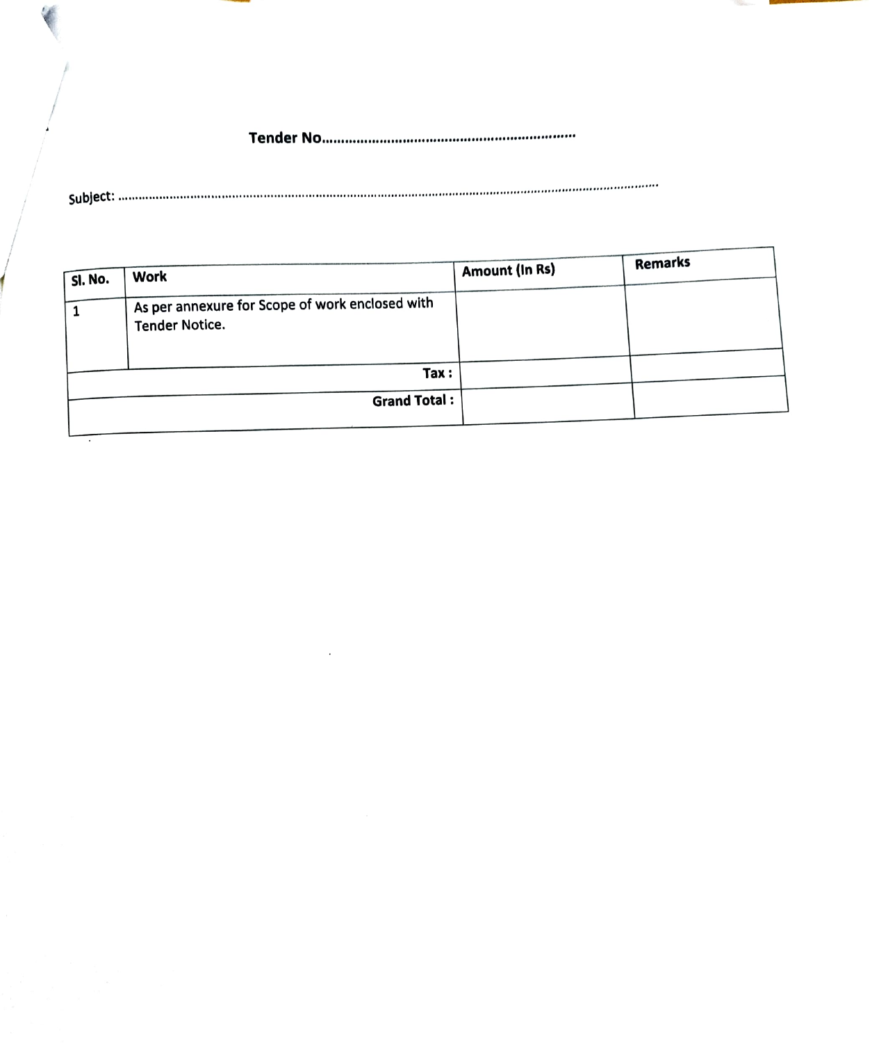**Tender No.................................................................**

Subject: ..................................................................................................................................................

| Sl. No. | Work | Amount (In Rs) | Remarks |
|---|---|---|---|
| 1 | As per annexure for Scope of work enclosed with Tender Notice. | | |
| | **Tax :** | | |
| | **Grand Total :** | | |